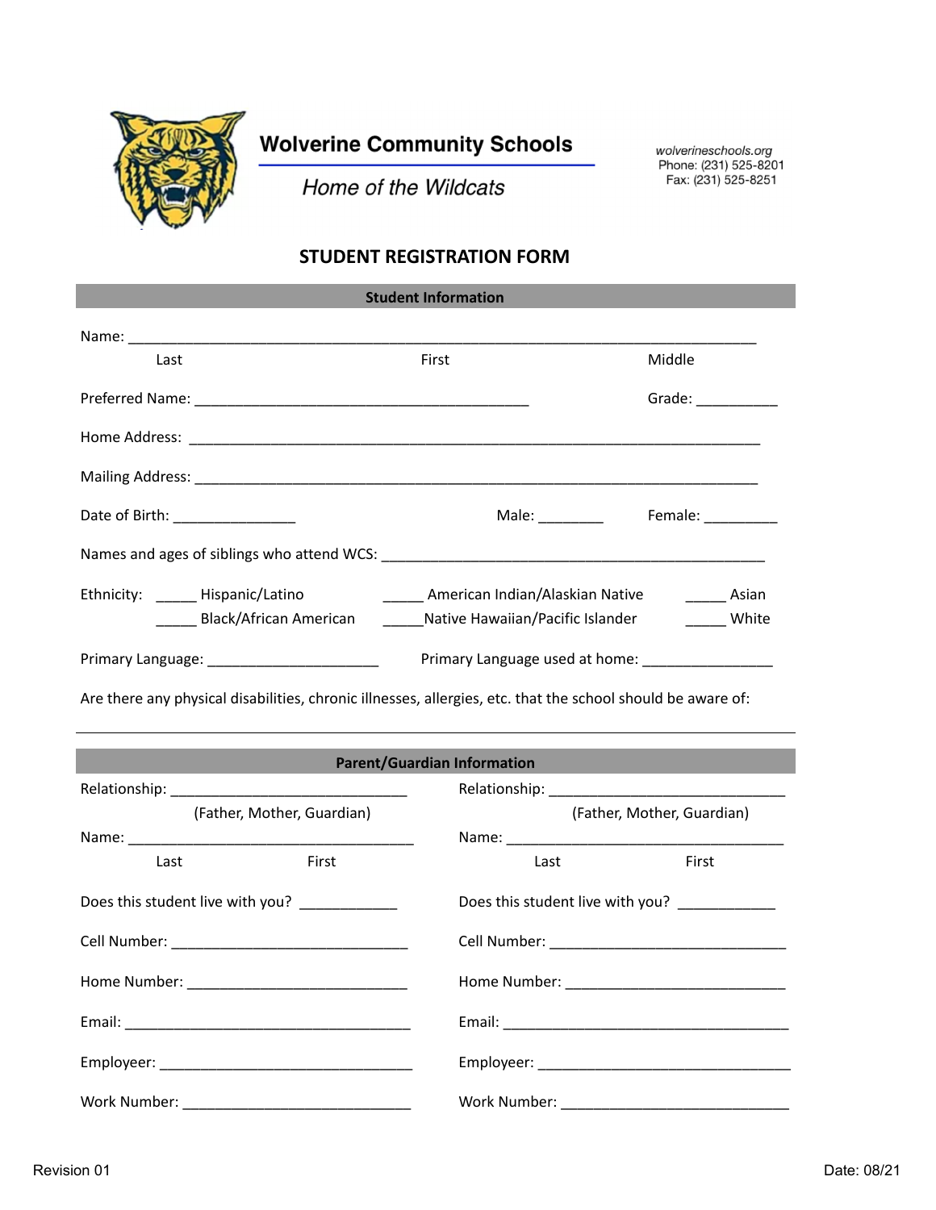**Wolverine Community Schools**

*Home of the Wildcats*

wolverineschools.org
Phone: (231) 525-8201
Fax: (231) 525-8251

# STUDENT REGISTRATION FORM

## Student Information

Name: ______________________________________________________________________________
Last — First — Middle

Preferred Name: ___________________________________________ Grade: __________

Home Address: __________________________________________________________________________

Mailing Address: ________________________________________________________________________

Date of Birth: _______________ Male: ________ Female: _________

Names and ages of siblings who attend WCS: ________________________________________________

Ethnicity:
_____ Hispanic/Latino
_____ American Indian/Alaskian Native
_____ Asian
_____ Black/African American
_____Native Hawaiian/Pacific Islander
_____ White

Primary Language: _____________________ Primary Language used at home: ________________

Are there any physical disabilities, chronic illnesses, allergies, etc. that the school should be aware of:

---

## Parent/Guardian Information

| | |
|---|---|
| Relationship: _____________________________ (Father, Mother, Guardian) | Relationship: _____________________________ (Father, Mother, Guardian) |
| Name: ____________________________________ Last First | Name: ____________________________________ Last First |
| Does this student live with you? ____________ | Does this student live with you? ____________ |
| Cell Number: ______________________________ | Cell Number: ______________________________ |
| Home Number: ____________________________ | Home Number: ____________________________ |
| Email: ____________________________________ | Email: ____________________________________ |
| Employeer: ________________________________ | Employeer: ________________________________ |
| Work Number: ______________________________ | Work Number: ______________________________ |

Revision 01 Date: 08/21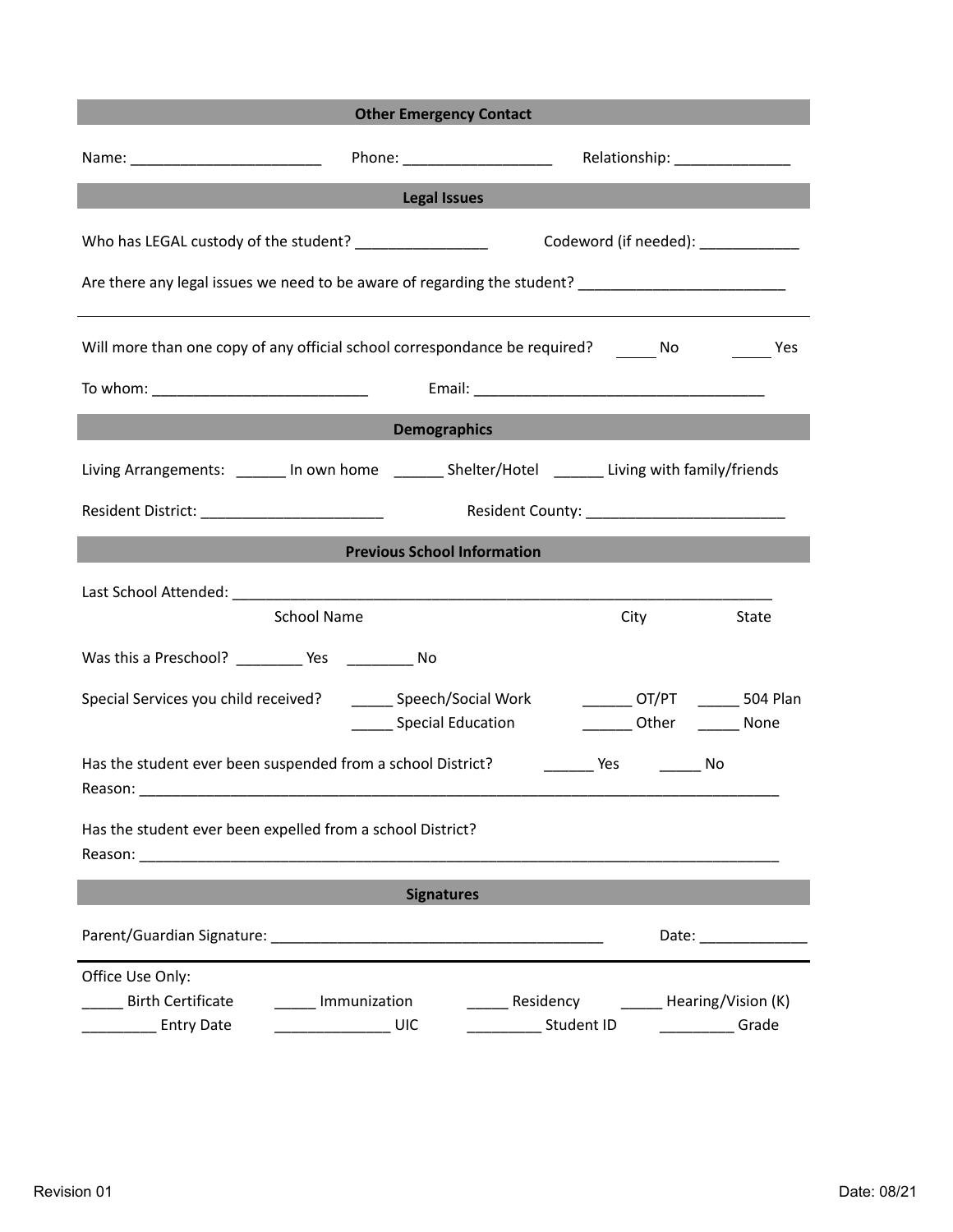## Other Emergency Contact

Name: ________________________ Phone: ___________________ Relationship: _______________

## Legal Issues

Who has LEGAL custody of the student? ________________ Codeword (if needed): ____________

Are there any legal issues we need to be aware of regarding the student? _________________________

---

Will more than one copy of any official school correspondance be required? _____ No _____ Yes

To whom: ___________________________ Email: ____________________________________

## Demographics

Living Arrangements: ______ In own home ______ Shelter/Hotel ______ Living with family/friends

Resident District: ______________________ Resident County: ________________________

## Previous School Information

Last School Attended: ____________________________________________________________________

School Name City State

Was this a Preschool? ________ Yes ________ No

Special Services you child received? _____ Speech/Social Work ______ OT/PT _____ 504 Plan
_____ Special Education ______ Other _____ None

Has the student ever been suspended from a school District? ______ Yes _____ No
Reason: ________________________________________________________________________________

Has the student ever been expelled from a school District?
Reason: ________________________________________________________________________________

## Signatures

Parent/Guardian Signature: _________________________________________ Date: _____________

---

Office Use Only:
_____ Birth Certificate _____ Immunization _____ Residency _____ Hearing/Vision (K)
_________ Entry Date ______________ UIC _________ Student ID _________ Grade

Revision 01 Date: 08/21